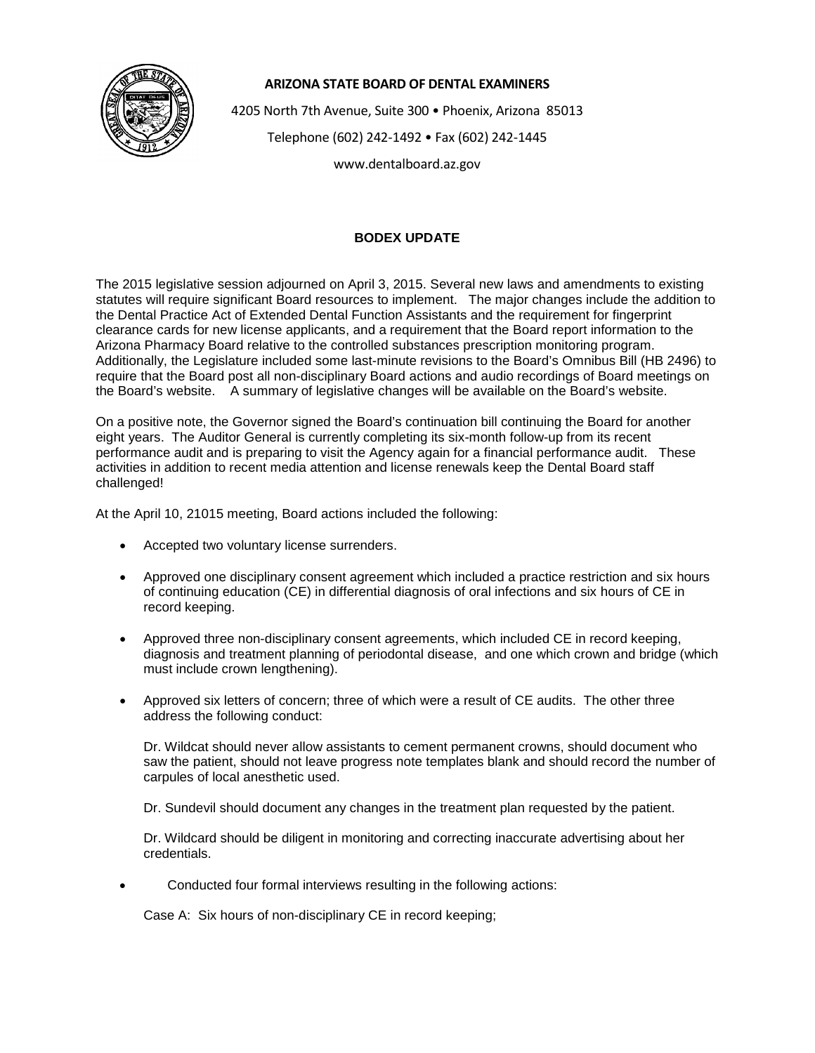**ARIZONA STATE BOARD OF DENTAL EXAMINERS**

4205 North 7th Avenue, Suite 300 • Phoenix, Arizona 85013

Telephone (602) 242-1492 • Fax (602) 242-1445

www.dentalboard.az.gov

## BODEX UPDATE

The 2015 legislative session adjourned on April 3, 2015. Several new laws and amendments to existing statutes will require significant Board resources to implement. The major changes include the addition to the Dental Practice Act of Extended Dental Function Assistants and the requirement for fingerprint clearance cards for new license applicants, and a requirement that the Board report information to the Arizona Pharmacy Board relative to the controlled substances prescription monitoring program. Additionally, the Legislature included some last-minute revisions to the Board's Omnibus Bill (HB 2496) to require that the Board post all non-disciplinary Board actions and audio recordings of Board meetings on the Board's website. A summary of legislative changes will be available on the Board's website.

On a positive note, the Governor signed the Board's continuation bill continuing the Board for another eight years. The Auditor General is currently completing its six-month follow-up from its recent performance audit and is preparing to visit the Agency again for a financial performance audit. These activities in addition to recent media attention and license renewals keep the Dental Board staff challenged!

At the April 10, 21015 meeting, Board actions included the following:

- Accepted two voluntary license surrenders.
- Approved one disciplinary consent agreement which included a practice restriction and six hours of continuing education (CE) in differential diagnosis of oral infections and six hours of CE in record keeping.
- Approved three non-disciplinary consent agreements, which included CE in record keeping, diagnosis and treatment planning of periodontal disease, and one which crown and bridge (which must include crown lengthening).
- Approved six letters of concern; three of which were a result of CE audits. The other three address the following conduct:

  Dr. Wildcat should never allow assistants to cement permanent crowns, should document who saw the patient, should not leave progress note templates blank and should record the number of carpules of local anesthetic used.

  Dr. Sundevil should document any changes in the treatment plan requested by the patient.

  Dr. Wildcard should be diligent in monitoring and correcting inaccurate advertising about her credentials.

- Conducted four formal interviews resulting in the following actions:

  Case A: Six hours of non-disciplinary CE in record keeping;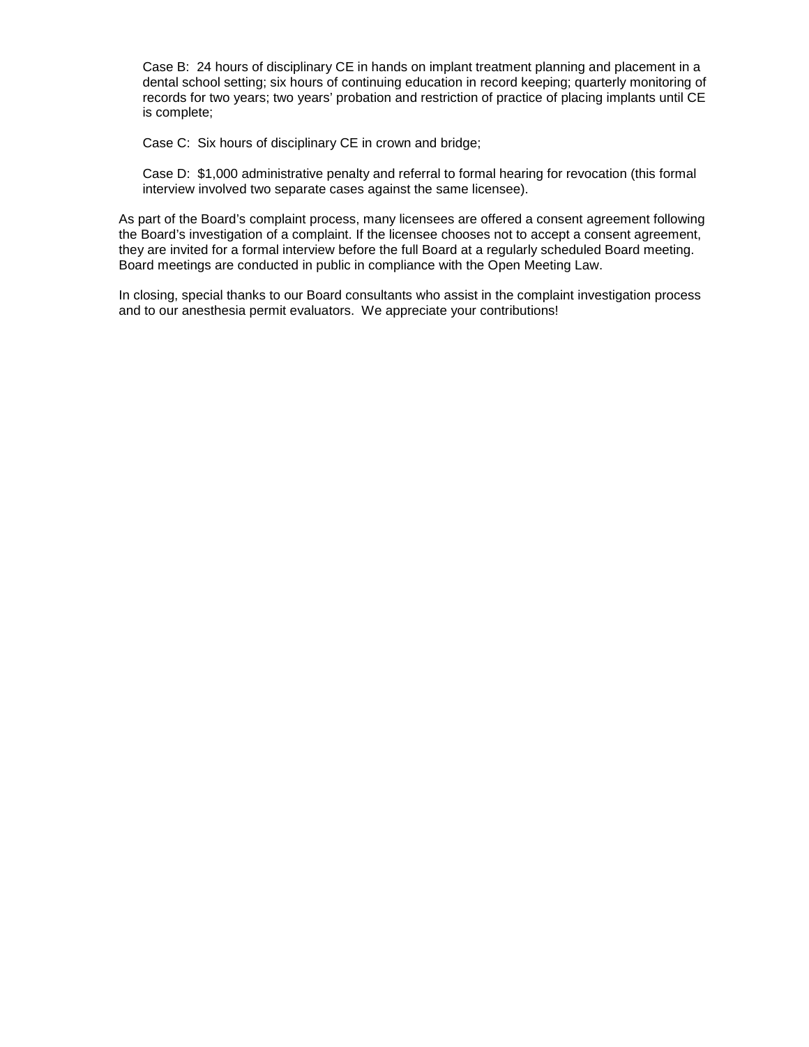Case B: 24 hours of disciplinary CE in hands on implant treatment planning and placement in a dental school setting; six hours of continuing education in record keeping; quarterly monitoring of records for two years; two years' probation and restriction of practice of placing implants until CE is complete;

Case C: Six hours of disciplinary CE in crown and bridge;

Case D: $1,000 administrative penalty and referral to formal hearing for revocation (this formal interview involved two separate cases against the same licensee).

As part of the Board's complaint process, many licensees are offered a consent agreement following the Board's investigation of a complaint. If the licensee chooses not to accept a consent agreement, they are invited for a formal interview before the full Board at a regularly scheduled Board meeting. Board meetings are conducted in public in compliance with the Open Meeting Law.

In closing, special thanks to our Board consultants who assist in the complaint investigation process and to our anesthesia permit evaluators. We appreciate your contributions!